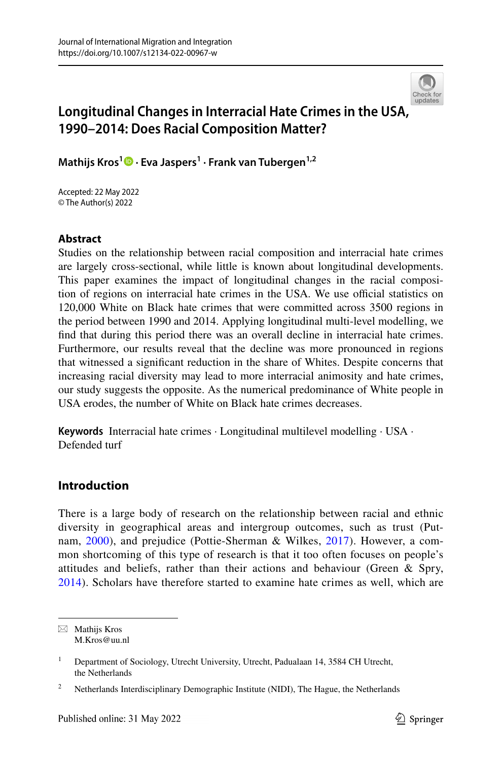# Longitudinal Changes in Interracial Hate Crimes in the USA, 1990–2014: Does Racial Composition Matter?

**Mathijs Kros[1] · Eva Jaspers[1] · Frank van Tubergen[1,2]**

Accepted: 22 May 2022
© The Author(s) 2022

## Abstract

Studies on the relationship between racial composition and interracial hate crimes are largely cross-sectional, while little is known about longitudinal developments. This paper examines the impact of longitudinal changes in the racial composition of regions on interracial hate crimes in the USA. We use official statistics on 120,000 White on Black hate crimes that were committed across 3500 regions in the period between 1990 and 2014. Applying longitudinal multi-level modelling, we find that during this period there was an overall decline in interracial hate crimes. Furthermore, our results reveal that the decline was more pronounced in regions that witnessed a significant reduction in the share of Whites. Despite concerns that increasing racial diversity may lead to more interracial animosity and hate crimes, our study suggests the opposite. As the numerical predominance of White people in USA erodes, the number of White on Black hate crimes decreases.

**Keywords** Interracial hate crimes · Longitudinal multilevel modelling · USA · Defended turf

## Introduction

There is a large body of research on the relationship between racial and ethnic diversity in geographical areas and intergroup outcomes, such as trust (Putnam, 2000), and prejudice (Pottie-Sherman & Wilkes, 2017). However, a common shortcoming of this type of research is that it too often focuses on people's attitudes and beliefs, rather than their actions and behaviour (Green & Spry, 2014). Scholars have therefore started to examine hate crimes as well, which are

---

✉ Mathijs Kros
M.Kros@uu.nl

[1] Department of Sociology, Utrecht University, Utrecht, Padualaan 14, 3584 CH Utrecht, the Netherlands

[2] Netherlands Interdisciplinary Demographic Institute (NIDI), The Hague, the Netherlands

Published online: 31 May 2022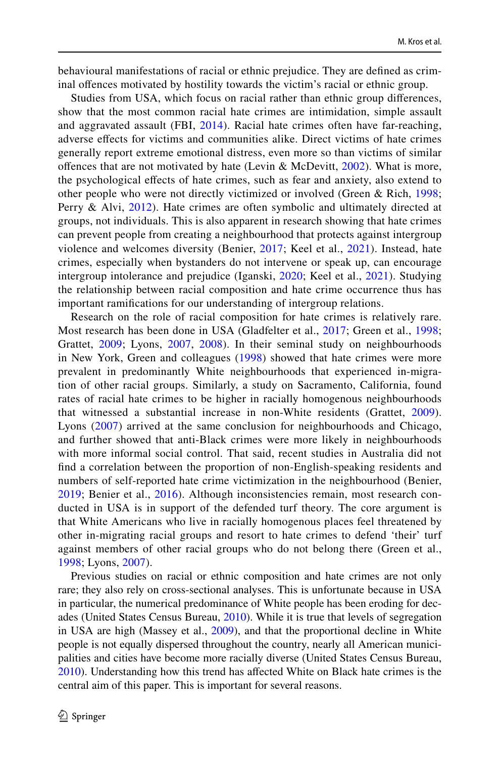behavioural manifestations of racial or ethnic prejudice. They are defined as criminal offences motivated by hostility towards the victim's racial or ethnic group.

Studies from USA, which focus on racial rather than ethnic group differences, show that the most common racial hate crimes are intimidation, simple assault and aggravated assault (FBI, 2014). Racial hate crimes often have far-reaching, adverse effects for victims and communities alike. Direct victims of hate crimes generally report extreme emotional distress, even more so than victims of similar offences that are not motivated by hate (Levin & McDevitt, 2002). What is more, the psychological effects of hate crimes, such as fear and anxiety, also extend to other people who were not directly victimized or involved (Green & Rich, 1998; Perry & Alvi, 2012). Hate crimes are often symbolic and ultimately directed at groups, not individuals. This is also apparent in research showing that hate crimes can prevent people from creating a neighbourhood that protects against intergroup violence and welcomes diversity (Benier, 2017; Keel et al., 2021). Instead, hate crimes, especially when bystanders do not intervene or speak up, can encourage intergroup intolerance and prejudice (Iganski, 2020; Keel et al., 2021). Studying the relationship between racial composition and hate crime occurrence thus has important ramifications for our understanding of intergroup relations.

Research on the role of racial composition for hate crimes is relatively rare. Most research has been done in USA (Gladfelter et al., 2017; Green et al., 1998; Grattet, 2009; Lyons, 2007, 2008). In their seminal study on neighbourhoods in New York, Green and colleagues (1998) showed that hate crimes were more prevalent in predominantly White neighbourhoods that experienced in-migration of other racial groups. Similarly, a study on Sacramento, California, found rates of racial hate crimes to be higher in racially homogenous neighbourhoods that witnessed a substantial increase in non-White residents (Grattet, 2009). Lyons (2007) arrived at the same conclusion for neighbourhoods and Chicago, and further showed that anti-Black crimes were more likely in neighbourhoods with more informal social control. That said, recent studies in Australia did not find a correlation between the proportion of non-English-speaking residents and numbers of self-reported hate crime victimization in the neighbourhood (Benier, 2019; Benier et al., 2016). Although inconsistencies remain, most research conducted in USA is in support of the defended turf theory. The core argument is that White Americans who live in racially homogenous places feel threatened by other in-migrating racial groups and resort to hate crimes to defend 'their' turf against members of other racial groups who do not belong there (Green et al., 1998; Lyons, 2007).

Previous studies on racial or ethnic composition and hate crimes are not only rare; they also rely on cross-sectional analyses. This is unfortunate because in USA in particular, the numerical predominance of White people has been eroding for decades (United States Census Bureau, 2010). While it is true that levels of segregation in USA are high (Massey et al., 2009), and that the proportional decline in White people is not equally dispersed throughout the country, nearly all American municipalities and cities have become more racially diverse (United States Census Bureau, 2010). Understanding how this trend has affected White on Black hate crimes is the central aim of this paper. This is important for several reasons.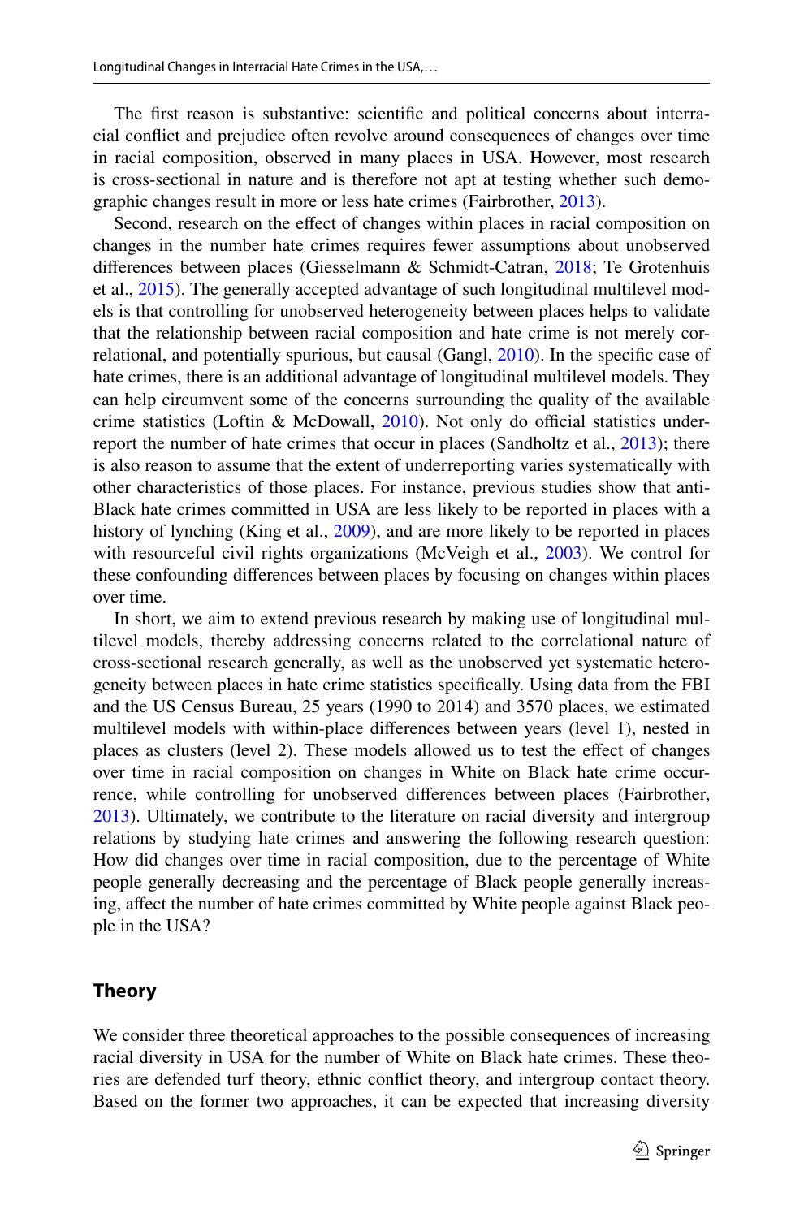The first reason is substantive: scientific and political concerns about interracial conflict and prejudice often revolve around consequences of changes over time in racial composition, observed in many places in USA. However, most research is cross-sectional in nature and is therefore not apt at testing whether such demographic changes result in more or less hate crimes (Fairbrother, 2013).

Second, research on the effect of changes within places in racial composition on changes in the number hate crimes requires fewer assumptions about unobserved differences between places (Giesselmann & Schmidt-Catran, 2018; Te Grotenhuis et al., 2015). The generally accepted advantage of such longitudinal multilevel models is that controlling for unobserved heterogeneity between places helps to validate that the relationship between racial composition and hate crime is not merely correlational, and potentially spurious, but causal (Gangl, 2010). In the specific case of hate crimes, there is an additional advantage of longitudinal multilevel models. They can help circumvent some of the concerns surrounding the quality of the available crime statistics (Loftin & McDowall, 2010). Not only do official statistics underreport the number of hate crimes that occur in places (Sandholtz et al., 2013); there is also reason to assume that the extent of underreporting varies systematically with other characteristics of those places. For instance, previous studies show that anti-Black hate crimes committed in USA are less likely to be reported in places with a history of lynching (King et al., 2009), and are more likely to be reported in places with resourceful civil rights organizations (McVeigh et al., 2003). We control for these confounding differences between places by focusing on changes within places over time.

In short, we aim to extend previous research by making use of longitudinal multilevel models, thereby addressing concerns related to the correlational nature of cross-sectional research generally, as well as the unobserved yet systematic heterogeneity between places in hate crime statistics specifically. Using data from the FBI and the US Census Bureau, 25 years (1990 to 2014) and 3570 places, we estimated multilevel models with within-place differences between years (level 1), nested in places as clusters (level 2). These models allowed us to test the effect of changes over time in racial composition on changes in White on Black hate crime occurrence, while controlling for unobserved differences between places (Fairbrother, 2013). Ultimately, we contribute to the literature on racial diversity and intergroup relations by studying hate crimes and answering the following research question: How did changes over time in racial composition, due to the percentage of White people generally decreasing and the percentage of Black people generally increasing, affect the number of hate crimes committed by White people against Black people in the USA?

## Theory

We consider three theoretical approaches to the possible consequences of increasing racial diversity in USA for the number of White on Black hate crimes. These theories are defended turf theory, ethnic conflict theory, and intergroup contact theory. Based on the former two approaches, it can be expected that increasing diversity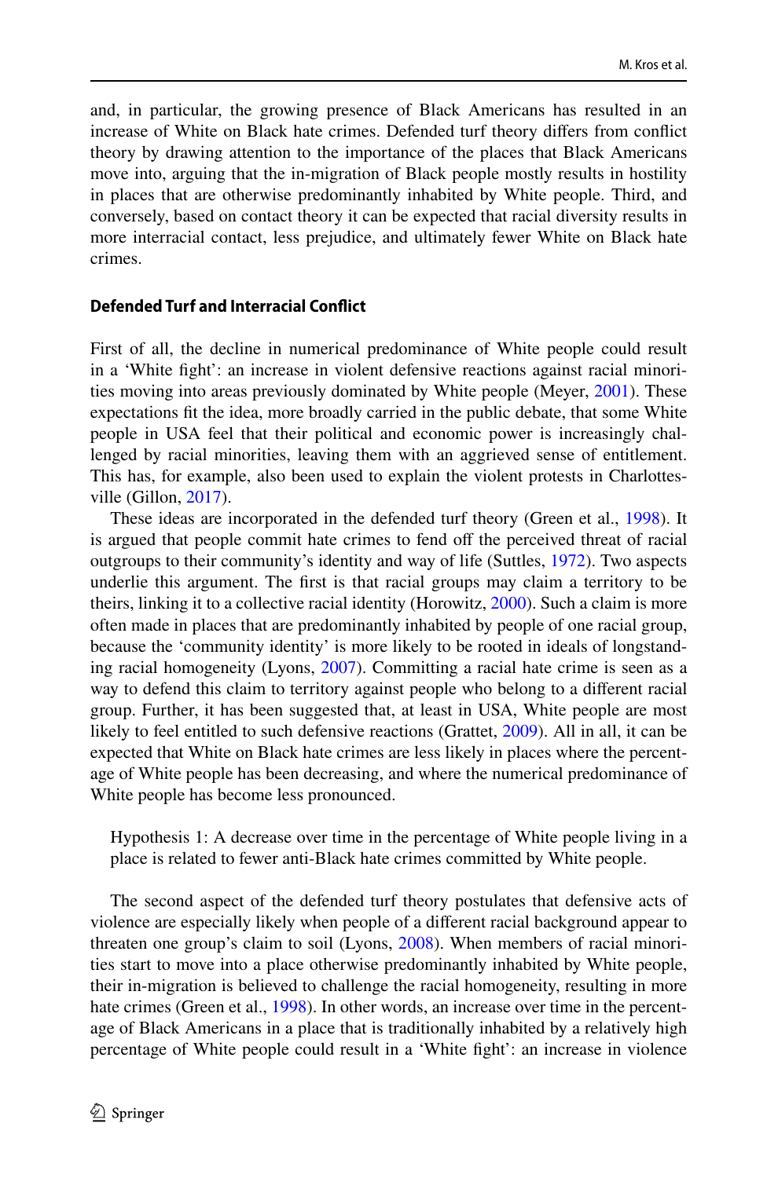and, in particular, the growing presence of Black Americans has resulted in an increase of White on Black hate crimes. Defended turf theory differs from conflict theory by drawing attention to the importance of the places that Black Americans move into, arguing that the in-migration of Black people mostly results in hostility in places that are otherwise predominantly inhabited by White people. Third, and conversely, based on contact theory it can be expected that racial diversity results in more interracial contact, less prejudice, and ultimately fewer White on Black hate crimes.

### Defended Turf and Interracial Conflict

First of all, the decline in numerical predominance of White people could result in a 'White fight': an increase in violent defensive reactions against racial minorities moving into areas previously dominated by White people (Meyer, 2001). These expectations fit the idea, more broadly carried in the public debate, that some White people in USA feel that their political and economic power is increasingly challenged by racial minorities, leaving them with an aggrieved sense of entitlement. This has, for example, also been used to explain the violent protests in Charlottesville (Gillon, 2017).

These ideas are incorporated in the defended turf theory (Green et al., 1998). It is argued that people commit hate crimes to fend off the perceived threat of racial outgroups to their community's identity and way of life (Suttles, 1972). Two aspects underlie this argument. The first is that racial groups may claim a territory to be theirs, linking it to a collective racial identity (Horowitz, 2000). Such a claim is more often made in places that are predominantly inhabited by people of one racial group, because the 'community identity' is more likely to be rooted in ideals of longstanding racial homogeneity (Lyons, 2007). Committing a racial hate crime is seen as a way to defend this claim to territory against people who belong to a different racial group. Further, it has been suggested that, at least in USA, White people are most likely to feel entitled to such defensive reactions (Grattet, 2009). All in all, it can be expected that White on Black hate crimes are less likely in places where the percentage of White people has been decreasing, and where the numerical predominance of White people has become less pronounced.

> Hypothesis 1: A decrease over time in the percentage of White people living in a place is related to fewer anti-Black hate crimes committed by White people.

The second aspect of the defended turf theory postulates that defensive acts of violence are especially likely when people of a different racial background appear to threaten one group's claim to soil (Lyons, 2008). When members of racial minorities start to move into a place otherwise predominantly inhabited by White people, their in-migration is believed to challenge the racial homogeneity, resulting in more hate crimes (Green et al., 1998). In other words, an increase over time in the percentage of Black Americans in a place that is traditionally inhabited by a relatively high percentage of White people could result in a 'White fight': an increase in violence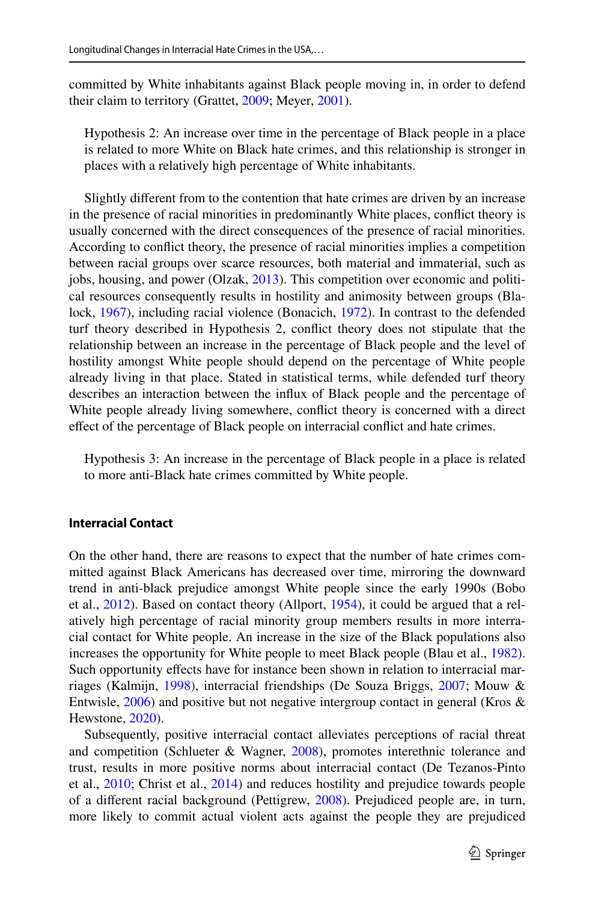committed by White inhabitants against Black people moving in, in order to defend their claim to territory (Grattet, 2009; Meyer, 2001).

> Hypothesis 2: An increase over time in the percentage of Black people in a place is related to more White on Black hate crimes, and this relationship is stronger in places with a relatively high percentage of White inhabitants.

Slightly different from to the contention that hate crimes are driven by an increase in the presence of racial minorities in predominantly White places, conflict theory is usually concerned with the direct consequences of the presence of racial minorities. According to conflict theory, the presence of racial minorities implies a competition between racial groups over scarce resources, both material and immaterial, such as jobs, housing, and power (Olzak, 2013). This competition over economic and political resources consequently results in hostility and animosity between groups (Blalock, 1967), including racial violence (Bonacich, 1972). In contrast to the defended turf theory described in Hypothesis 2, conflict theory does not stipulate that the relationship between an increase in the percentage of Black people and the level of hostility amongst White people should depend on the percentage of White people already living in that place. Stated in statistical terms, while defended turf theory describes an interaction between the influx of Black people and the percentage of White people already living somewhere, conflict theory is concerned with a direct effect of the percentage of Black people on interracial conflict and hate crimes.

> Hypothesis 3: An increase in the percentage of Black people in a place is related to more anti-Black hate crimes committed by White people.

### Interracial Contact

On the other hand, there are reasons to expect that the number of hate crimes committed against Black Americans has decreased over time, mirroring the downward trend in anti-black prejudice amongst White people since the early 1990s (Bobo et al., 2012). Based on contact theory (Allport, 1954), it could be argued that a relatively high percentage of racial minority group members results in more interracial contact for White people. An increase in the size of the Black populations also increases the opportunity for White people to meet Black people (Blau et al., 1982). Such opportunity effects have for instance been shown in relation to interracial marriages (Kalmijn, 1998), interracial friendships (De Souza Briggs, 2007; Mouw & Entwisle, 2006) and positive but not negative intergroup contact in general (Kros & Hewstone, 2020).

Subsequently, positive interracial contact alleviates perceptions of racial threat and competition (Schlueter & Wagner, 2008), promotes interethnic tolerance and trust, results in more positive norms about interracial contact (De Tezanos-Pinto et al., 2010; Christ et al., 2014) and reduces hostility and prejudice towards people of a different racial background (Pettigrew, 2008). Prejudiced people are, in turn, more likely to commit actual violent acts against the people they are prejudiced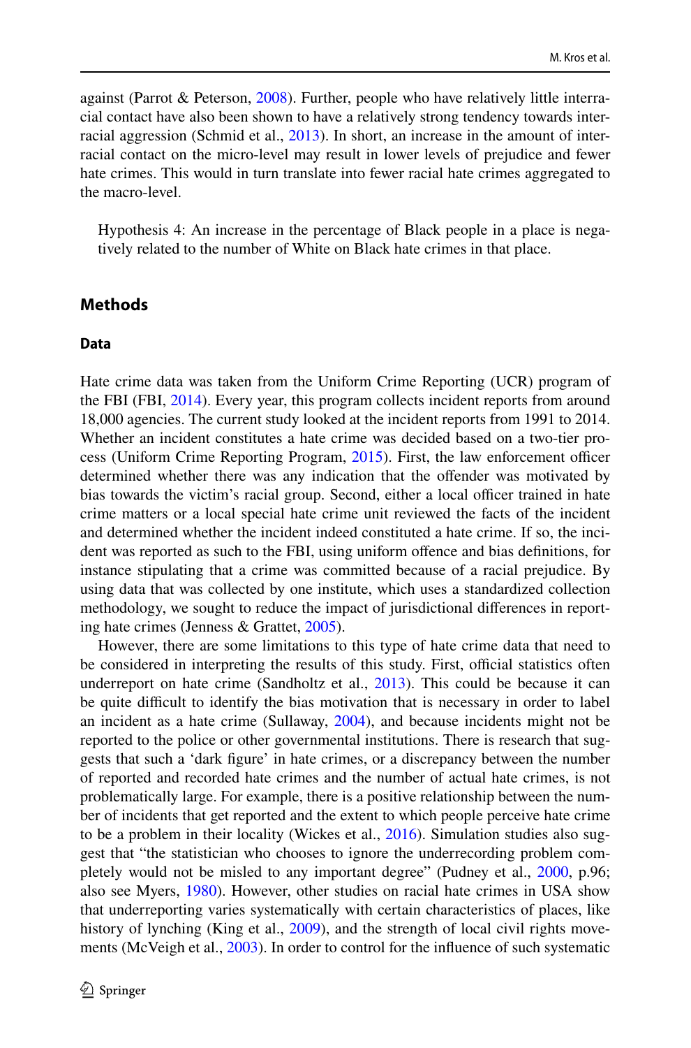against (Parrot & Peterson, 2008). Further, people who have relatively little interracial contact have also been shown to have a relatively strong tendency towards interracial aggression (Schmid et al., 2013). In short, an increase in the amount of interracial contact on the micro-level may result in lower levels of prejudice and fewer hate crimes. This would in turn translate into fewer racial hate crimes aggregated to the macro-level.

> Hypothesis 4: An increase in the percentage of Black people in a place is negatively related to the number of White on Black hate crimes in that place.

## Methods

### Data

Hate crime data was taken from the Uniform Crime Reporting (UCR) program of the FBI (FBI, 2014). Every year, this program collects incident reports from around 18,000 agencies. The current study looked at the incident reports from 1991 to 2014. Whether an incident constitutes a hate crime was decided based on a two-tier process (Uniform Crime Reporting Program, 2015). First, the law enforcement officer determined whether there was any indication that the offender was motivated by bias towards the victim's racial group. Second, either a local officer trained in hate crime matters or a local special hate crime unit reviewed the facts of the incident and determined whether the incident indeed constituted a hate crime. If so, the incident was reported as such to the FBI, using uniform offence and bias definitions, for instance stipulating that a crime was committed because of a racial prejudice. By using data that was collected by one institute, which uses a standardized collection methodology, we sought to reduce the impact of jurisdictional differences in reporting hate crimes (Jenness & Grattet, 2005).

However, there are some limitations to this type of hate crime data that need to be considered in interpreting the results of this study. First, official statistics often underreport on hate crime (Sandholtz et al., 2013). This could be because it can be quite difficult to identify the bias motivation that is necessary in order to label an incident as a hate crime (Sullaway, 2004), and because incidents might not be reported to the police or other governmental institutions. There is research that suggests that such a 'dark figure' in hate crimes, or a discrepancy between the number of reported and recorded hate crimes and the number of actual hate crimes, is not problematically large. For example, there is a positive relationship between the number of incidents that get reported and the extent to which people perceive hate crime to be a problem in their locality (Wickes et al., 2016). Simulation studies also suggest that "the statistician who chooses to ignore the underrecording problem completely would not be misled to any important degree" (Pudney et al., 2000, p.96; also see Myers, 1980). However, other studies on racial hate crimes in USA show that underreporting varies systematically with certain characteristics of places, like history of lynching (King et al., 2009), and the strength of local civil rights movements (McVeigh et al., 2003). In order to control for the influence of such systematic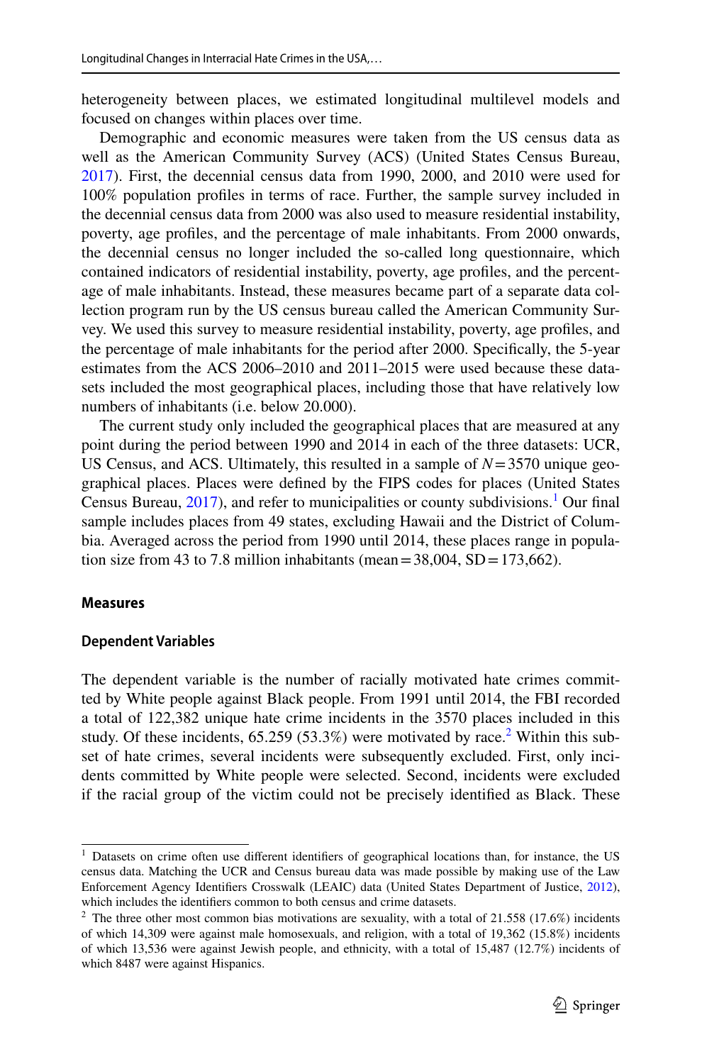heterogeneity between places, we estimated longitudinal multilevel models and focused on changes within places over time.

Demographic and economic measures were taken from the US census data as well as the American Community Survey (ACS) (United States Census Bureau, 2017). First, the decennial census data from 1990, 2000, and 2010 were used for 100% population profiles in terms of race. Further, the sample survey included in the decennial census data from 2000 was also used to measure residential instability, poverty, age profiles, and the percentage of male inhabitants. From 2000 onwards, the decennial census no longer included the so-called long questionnaire, which contained indicators of residential instability, poverty, age profiles, and the percentage of male inhabitants. Instead, these measures became part of a separate data collection program run by the US census bureau called the American Community Survey. We used this survey to measure residential instability, poverty, age profiles, and the percentage of male inhabitants for the period after 2000. Specifically, the 5-year estimates from the ACS 2006–2010 and 2011–2015 were used because these datasets included the most geographical places, including those that have relatively low numbers of inhabitants (i.e. below 20.000).

The current study only included the geographical places that are measured at any point during the period between 1990 and 2014 in each of the three datasets: UCR, US Census, and ACS. Ultimately, this resulted in a sample of $N=3570$ unique geographical places. Places were defined by the FIPS codes for places (United States Census Bureau, 2017), and refer to municipalities or county subdivisions.[1] Our final sample includes places from 49 states, excluding Hawaii and the District of Columbia. Averaged across the period from 1990 until 2014, these places range in population size from 43 to 7.8 million inhabitants (mean = 38,004, SD = 173,662).

### Measures

#### Dependent Variables

The dependent variable is the number of racially motivated hate crimes committed by White people against Black people. From 1991 until 2014, the FBI recorded a total of 122,382 unique hate crime incidents in the 3570 places included in this study. Of these incidents, 65.259 (53.3%) were motivated by race.[2] Within this subset of hate crimes, several incidents were subsequently excluded. First, only incidents committed by White people were selected. Second, incidents were excluded if the racial group of the victim could not be precisely identified as Black. These

---

[1] Datasets on crime often use different identifiers of geographical locations than, for instance, the US census data. Matching the UCR and Census bureau data was made possible by making use of the Law Enforcement Agency Identifiers Crosswalk (LEAIC) data (United States Department of Justice, 2012), which includes the identifiers common to both census and crime datasets.

[2] The three other most common bias motivations are sexuality, with a total of 21.558 (17.6%) incidents of which 14,309 were against male homosexuals, and religion, with a total of 19,362 (15.8%) incidents of which 13,536 were against Jewish people, and ethnicity, with a total of 15,487 (12.7%) incidents of which 8487 were against Hispanics.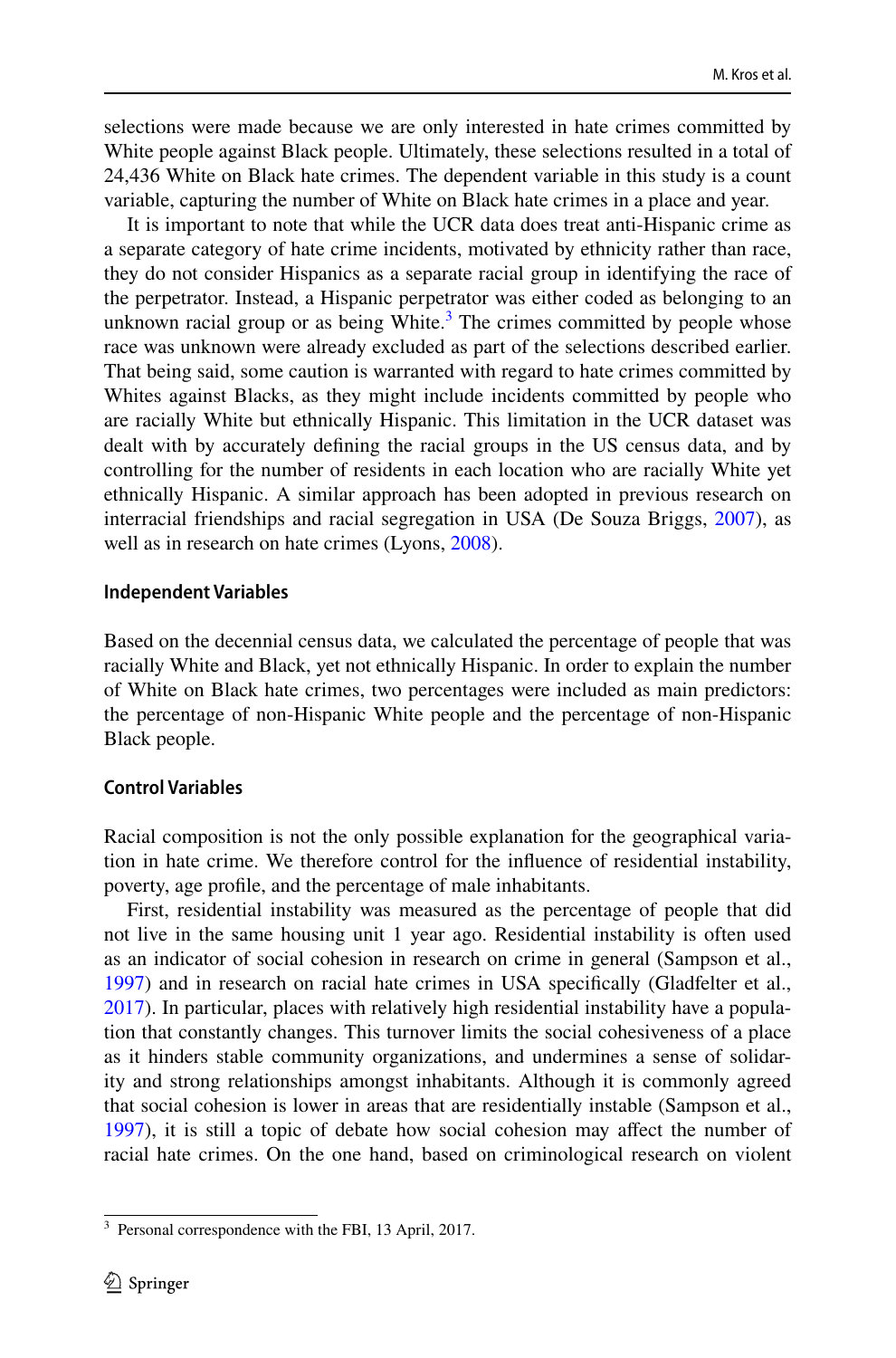selections were made because we are only interested in hate crimes committed by White people against Black people. Ultimately, these selections resulted in a total of 24,436 White on Black hate crimes. The dependent variable in this study is a count variable, capturing the number of White on Black hate crimes in a place and year.

It is important to note that while the UCR data does treat anti-Hispanic crime as a separate category of hate crime incidents, motivated by ethnicity rather than race, they do not consider Hispanics as a separate racial group in identifying the race of the perpetrator. Instead, a Hispanic perpetrator was either coded as belonging to an unknown racial group or as being White.[3] The crimes committed by people whose race was unknown were already excluded as part of the selections described earlier. That being said, some caution is warranted with regard to hate crimes committed by Whites against Blacks, as they might include incidents committed by people who are racially White but ethnically Hispanic. This limitation in the UCR dataset was dealt with by accurately defining the racial groups in the US census data, and by controlling for the number of residents in each location who are racially White yet ethnically Hispanic. A similar approach has been adopted in previous research on interracial friendships and racial segregation in USA (De Souza Briggs, 2007), as well as in research on hate crimes (Lyons, 2008).

### Independent Variables

Based on the decennial census data, we calculated the percentage of people that was racially White and Black, yet not ethnically Hispanic. In order to explain the number of White on Black hate crimes, two percentages were included as main predictors: the percentage of non-Hispanic White people and the percentage of non-Hispanic Black people.

### Control Variables

Racial composition is not the only possible explanation for the geographical variation in hate crime. We therefore control for the influence of residential instability, poverty, age profile, and the percentage of male inhabitants.

First, residential instability was measured as the percentage of people that did not live in the same housing unit 1 year ago. Residential instability is often used as an indicator of social cohesion in research on crime in general (Sampson et al., 1997) and in research on racial hate crimes in USA specifically (Gladfelter et al., 2017). In particular, places with relatively high residential instability have a population that constantly changes. This turnover limits the social cohesiveness of a place as it hinders stable community organizations, and undermines a sense of solidarity and strong relationships amongst inhabitants. Although it is commonly agreed that social cohesion is lower in areas that are residentially instable (Sampson et al., 1997), it is still a topic of debate how social cohesion may affect the number of racial hate crimes. On the one hand, based on criminological research on violent

[3] Personal correspondence with the FBI, 13 April, 2017.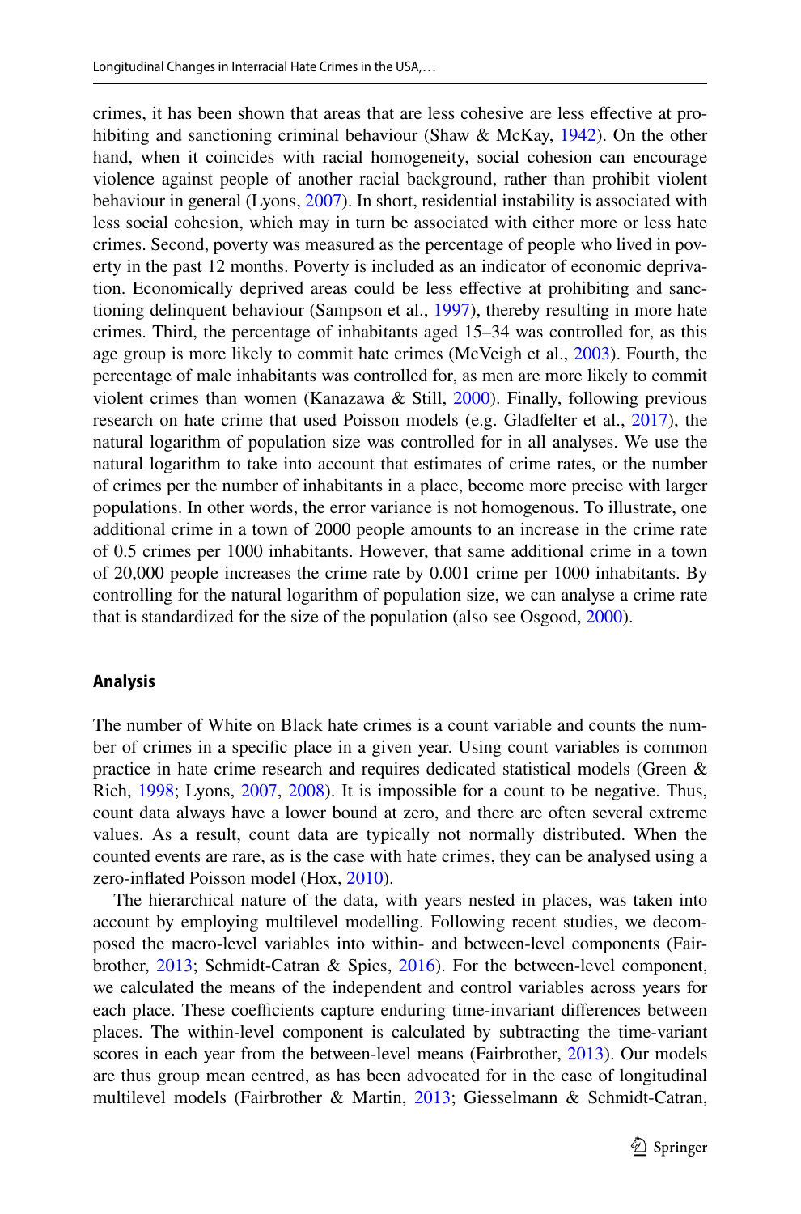crimes, it has been shown that areas that are less cohesive are less effective at prohibiting and sanctioning criminal behaviour (Shaw & McKay, 1942). On the other hand, when it coincides with racial homogeneity, social cohesion can encourage violence against people of another racial background, rather than prohibit violent behaviour in general (Lyons, 2007). In short, residential instability is associated with less social cohesion, which may in turn be associated with either more or less hate crimes. Second, poverty was measured as the percentage of people who lived in poverty in the past 12 months. Poverty is included as an indicator of economic deprivation. Economically deprived areas could be less effective at prohibiting and sanctioning delinquent behaviour (Sampson et al., 1997), thereby resulting in more hate crimes. Third, the percentage of inhabitants aged 15–34 was controlled for, as this age group is more likely to commit hate crimes (McVeigh et al., 2003). Fourth, the percentage of male inhabitants was controlled for, as men are more likely to commit violent crimes than women (Kanazawa & Still, 2000). Finally, following previous research on hate crime that used Poisson models (e.g. Gladfelter et al., 2017), the natural logarithm of population size was controlled for in all analyses. We use the natural logarithm to take into account that estimates of crime rates, or the number of crimes per the number of inhabitants in a place, become more precise with larger populations. In other words, the error variance is not homogenous. To illustrate, one additional crime in a town of 2000 people amounts to an increase in the crime rate of 0.5 crimes per 1000 inhabitants. However, that same additional crime in a town of 20,000 people increases the crime rate by 0.001 crime per 1000 inhabitants. By controlling for the natural logarithm of population size, we can analyse a crime rate that is standardized for the size of the population (also see Osgood, 2000).

## Analysis

The number of White on Black hate crimes is a count variable and counts the number of crimes in a specific place in a given year. Using count variables is common practice in hate crime research and requires dedicated statistical models (Green & Rich, 1998; Lyons, 2007, 2008). It is impossible for a count to be negative. Thus, count data always have a lower bound at zero, and there are often several extreme values. As a result, count data are typically not normally distributed. When the counted events are rare, as is the case with hate crimes, they can be analysed using a zero-inflated Poisson model (Hox, 2010).

The hierarchical nature of the data, with years nested in places, was taken into account by employing multilevel modelling. Following recent studies, we decomposed the macro-level variables into within- and between-level components (Fairbrother, 2013; Schmidt-Catran & Spies, 2016). For the between-level component, we calculated the means of the independent and control variables across years for each place. These coefficients capture enduring time-invariant differences between places. The within-level component is calculated by subtracting the time-variant scores in each year from the between-level means (Fairbrother, 2013). Our models are thus group mean centred, as has been advocated for in the case of longitudinal multilevel models (Fairbrother & Martin, 2013; Giesselmann & Schmidt-Catran,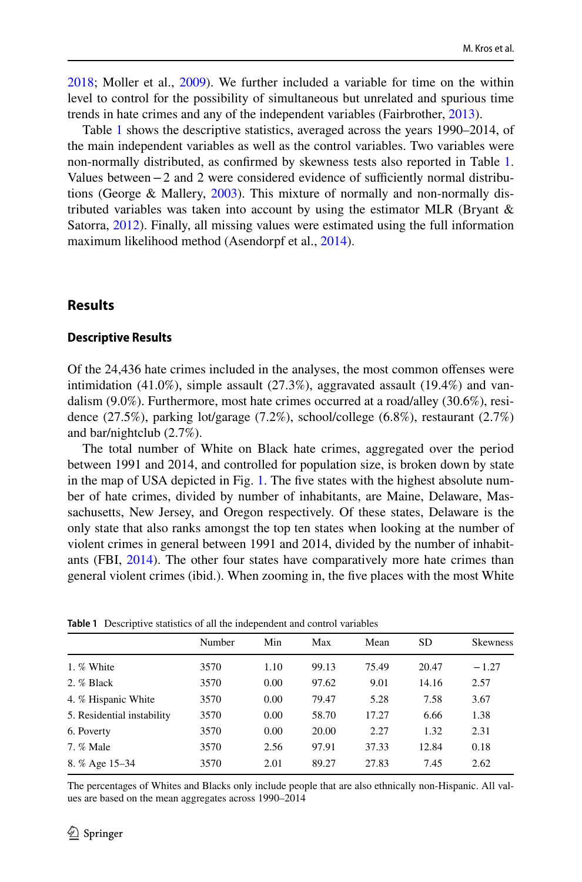2018; Moller et al., 2009). We further included a variable for time on the within level to control for the possibility of simultaneous but unrelated and spurious time trends in hate crimes and any of the independent variables (Fairbrother, 2013).

Table 1 shows the descriptive statistics, averaged across the years 1990–2014, of the main independent variables as well as the control variables. Two variables were non-normally distributed, as confirmed by skewness tests also reported in Table 1. Values between − 2 and 2 were considered evidence of sufficiently normal distributions (George & Mallery, 2003). This mixture of normally and non-normally distributed variables was taken into account by using the estimator MLR (Bryant & Satorra, 2012). Finally, all missing values were estimated using the full information maximum likelihood method (Asendorpf et al., 2014).

## Results

### Descriptive Results

Of the 24,436 hate crimes included in the analyses, the most common offenses were intimidation (41.0%), simple assault (27.3%), aggravated assault (19.4%) and vandalism (9.0%). Furthermore, most hate crimes occurred at a road/alley (30.6%), residence (27.5%), parking lot/garage (7.2%), school/college (6.8%), restaurant (2.7%) and bar/nightclub (2.7%).

The total number of White on Black hate crimes, aggregated over the period between 1991 and 2014, and controlled for population size, is broken down by state in the map of USA depicted in Fig. 1. The five states with the highest absolute number of hate crimes, divided by number of inhabitants, are Maine, Delaware, Massachusetts, New Jersey, and Oregon respectively. Of these states, Delaware is the only state that also ranks amongst the top ten states when looking at the number of violent crimes in general between 1991 and 2014, divided by the number of inhabitants (FBI, 2014). The other four states have comparatively more hate crimes than general violent crimes (ibid.). When zooming in, the five places with the most White

**Table 1** Descriptive statistics of all the independent and control variables

| | Number | Min | Max | Mean | SD | Skewness |
|---|---|---|---|---|---|---|
| 1. % White | 3570 | 1.10 | 99.13 | 75.49 | 20.47 | − 1.27 |
| 2. % Black | 3570 | 0.00 | 97.62 | 9.01 | 14.16 | 2.57 |
| 4. % Hispanic White | 3570 | 0.00 | 79.47 | 5.28 | 7.58 | 3.67 |
| 5. Residential instability | 3570 | 0.00 | 58.70 | 17.27 | 6.66 | 1.38 |
| 6. Poverty | 3570 | 0.00 | 20.00 | 2.27 | 1.32 | 2.31 |
| 7. % Male | 3570 | 2.56 | 97.91 | 37.33 | 12.84 | 0.18 |
| 8. % Age 15–34 | 3570 | 2.01 | 89.27 | 27.83 | 7.45 | 2.62 |

The percentages of Whites and Blacks only include people that are also ethnically non-Hispanic. All values are based on the mean aggregates across 1990–2014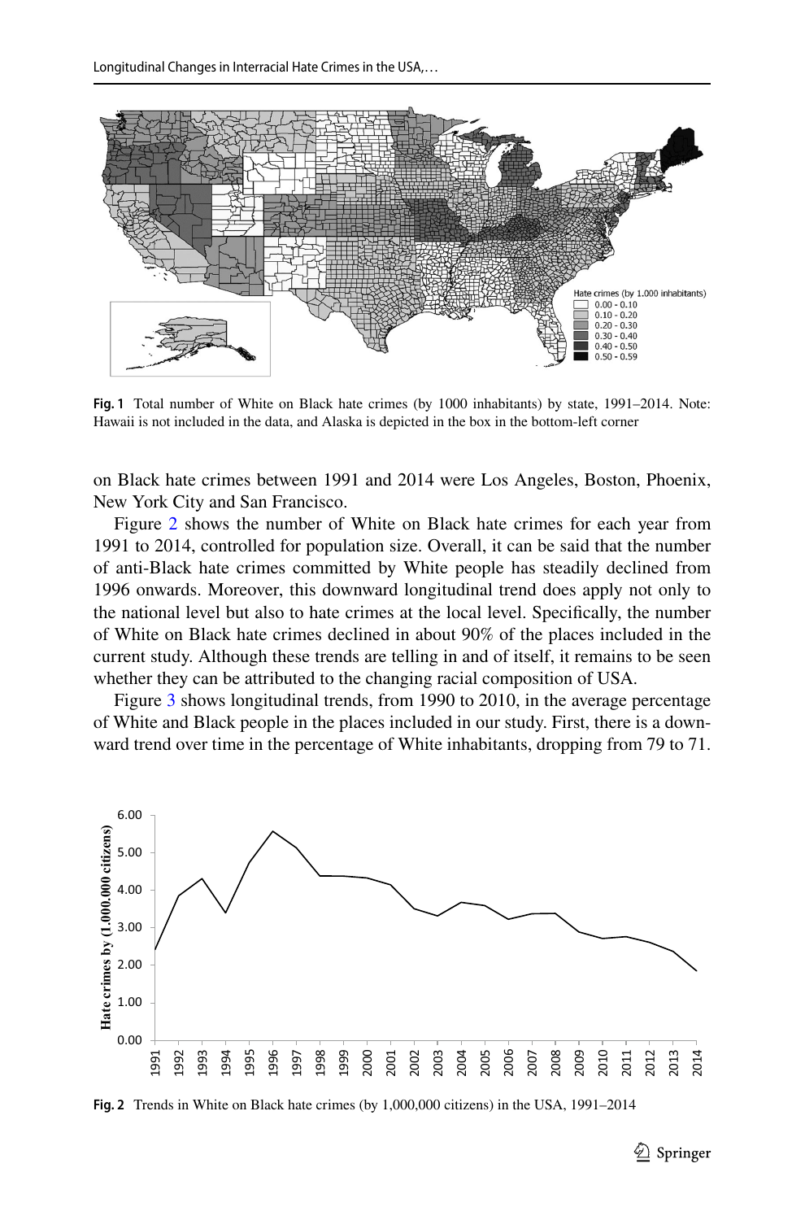**Fig. 1** Total number of White on Black hate crimes (by 1000 inhabitants) by state, 1991–2014. Note: Hawaii is not included in the data, and Alaska is depicted in the box in the bottom-left corner

on Black hate crimes between 1991 and 2014 were Los Angeles, Boston, Phoenix, New York City and San Francisco.

Figure 2 shows the number of White on Black hate crimes for each year from 1991 to 2014, controlled for population size. Overall, it can be said that the number of anti-Black hate crimes committed by White people has steadily declined from 1996 onwards. Moreover, this downward longitudinal trend does apply not only to the national level but also to hate crimes at the local level. Specifically, the number of White on Black hate crimes declined in about 90% of the places included in the current study. Although these trends are telling in and of itself, it remains to be seen whether they can be attributed to the changing racial composition of USA.

Figure 3 shows longitudinal trends, from 1990 to 2010, in the average percentage of White and Black people in the places included in our study. First, there is a downward trend over time in the percentage of White inhabitants, dropping from 79 to 71.

**Fig. 2** Trends in White on Black hate crimes (by 1,000,000 citizens) in the USA, 1991–2014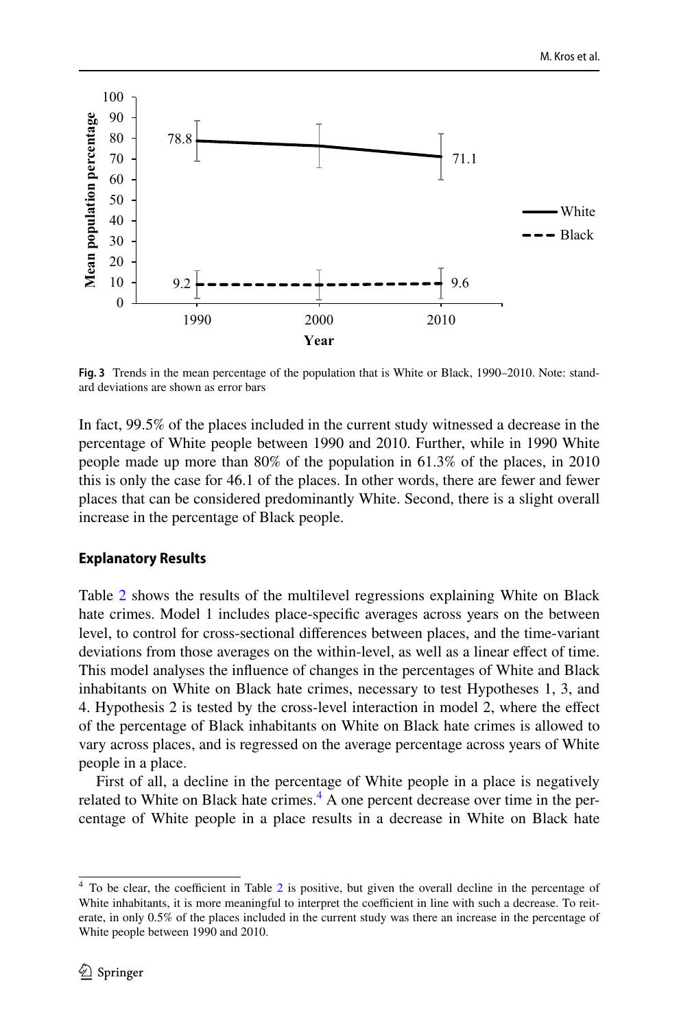**Fig. 3** Trends in the mean percentage of the population that is White or Black, 1990–2010. Note: standard deviations are shown as error bars

In fact, 99.5% of the places included in the current study witnessed a decrease in the percentage of White people between 1990 and 2010. Further, while in 1990 White people made up more than 80% of the population in 61.3% of the places, in 2010 this is only the case for 46.1 of the places. In other words, there are fewer and fewer places that can be considered predominantly White. Second, there is a slight overall increase in the percentage of Black people.

### Explanatory Results

Table 2 shows the results of the multilevel regressions explaining White on Black hate crimes. Model 1 includes place-specific averages across years on the between level, to control for cross-sectional differences between places, and the time-variant deviations from those averages on the within-level, as well as a linear effect of time. This model analyses the influence of changes in the percentages of White and Black inhabitants on White on Black hate crimes, necessary to test Hypotheses 1, 3, and 4. Hypothesis 2 is tested by the cross-level interaction in model 2, where the effect of the percentage of Black inhabitants on White on Black hate crimes is allowed to vary across places, and is regressed on the average percentage across years of White people in a place.

First of all, a decline in the percentage of White people in a place is negatively related to White on Black hate crimes.[4] A one percent decrease over time in the percentage of White people in a place results in a decrease in White on Black hate

[4] To be clear, the coefficient in Table 2 is positive, but given the overall decline in the percentage of White inhabitants, it is more meaningful to interpret the coefficient in line with such a decrease. To reiterate, in only 0.5% of the places included in the current study was there an increase in the percentage of White people between 1990 and 2010.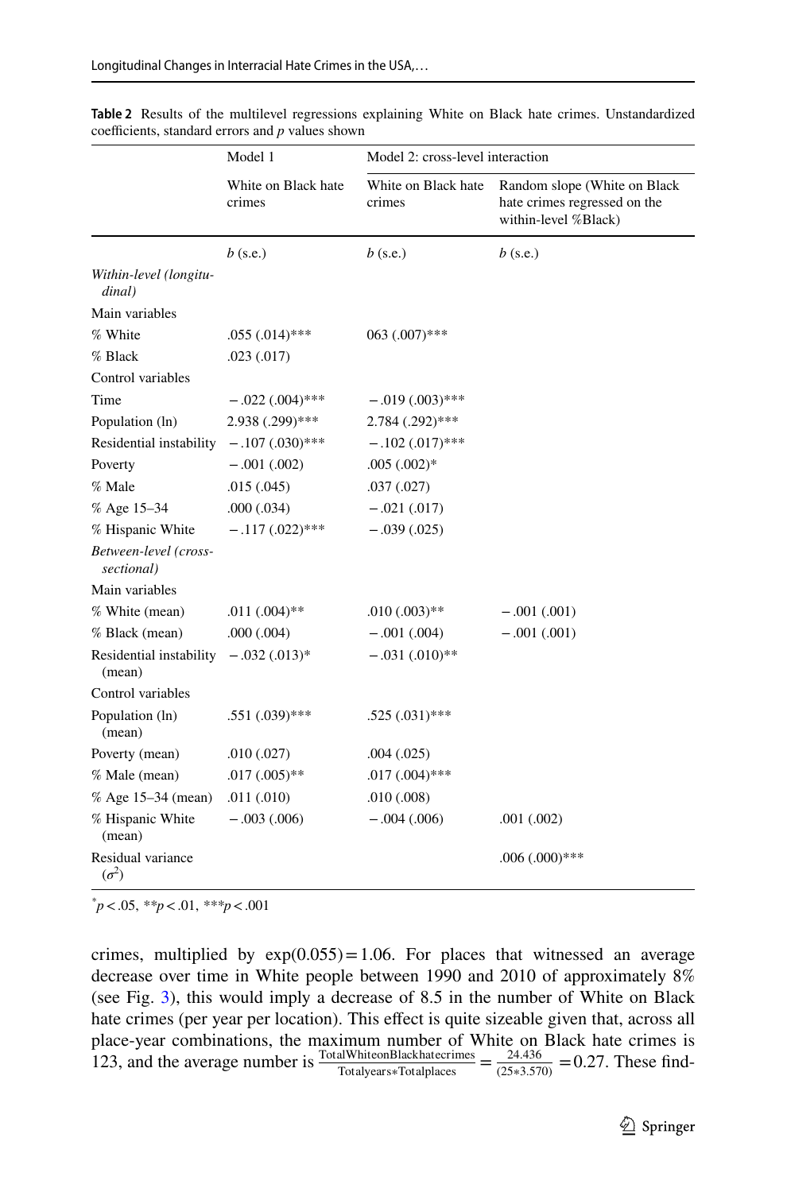**Table 2** Results of the multilevel regressions explaining White on Black hate crimes. Unstandardized coefficients, standard errors and *p* values shown

| | Model 1 | Model 2: cross-level interaction | |
|---|---|---|---|
| | White on Black hate crimes | White on Black hate crimes | Random slope (White on Black hate crimes regressed on the within-level %Black) |
| | *b* (s.e.) | *b* (s.e.) | *b* (s.e.) |
| *Within-level (longitudinal)* | | | |
| Main variables | | | |
| % White | .055 (.014)*** | 063 (.007)*** | |
| % Black | .023 (.017) | | |
| Control variables | | | |
| Time | −.022 (.004)*** | −.019 (.003)*** | |
| Population (ln) | 2.938 (.299)*** | 2.784 (.292)*** | |
| Residential instability | −.107 (.030)*** | −.102 (.017)*** | |
| Poverty | −.001 (.002) | .005 (.002)* | |
| % Male | .015 (.045) | .037 (.027) | |
| % Age 15–34 | .000 (.034) | −.021 (.017) | |
| % Hispanic White | −.117 (.022)*** | −.039 (.025) | |
| *Between-level (cross-sectional)* | | | |
| Main variables | | | |
| % White (mean) | .011 (.004)** | .010 (.003)** | −.001 (.001) |
| % Black (mean) | .000 (.004) | −.001 (.004) | −.001 (.001) |
| Residential instability (mean) | −.032 (.013)* | −.031 (.010)** | |
| Control variables | | | |
| Population (ln) (mean) | .551 (.039)*** | .525 (.031)*** | |
| Poverty (mean) | .010 (.027) | .004 (.025) | |
| % Male (mean) | .017 (.005)** | .017 (.004)*** | |
| % Age 15–34 (mean) | .011 (.010) | .010 (.008) | |
| % Hispanic White (mean) | −.003 (.006) | −.004 (.006) | .001 (.002) |
| Residual variance ($\sigma^2$) | | | .006 (.000)*** |

$^{*}p<.05$, $^{**}p<.01$, $^{***}p<.001$

crimes, multiplied by $\exp(0.055)=1.06$. For places that witnessed an average decrease over time in White people between 1990 and 2010 of approximately 8% (see Fig. 3), this would imply a decrease of 8.5 in the number of White on Black hate crimes (per year per location). This effect is quite sizeable given that, across all place-year combinations, the maximum number of White on Black hate crimes is 123, and the average number is $\frac{\text{TotalWhiteonBlackhatecrimes}}{\text{Totalyears} * \text{Totalplaces}} = \frac{24.436}{(25*3.570)} = 0.27$. These find-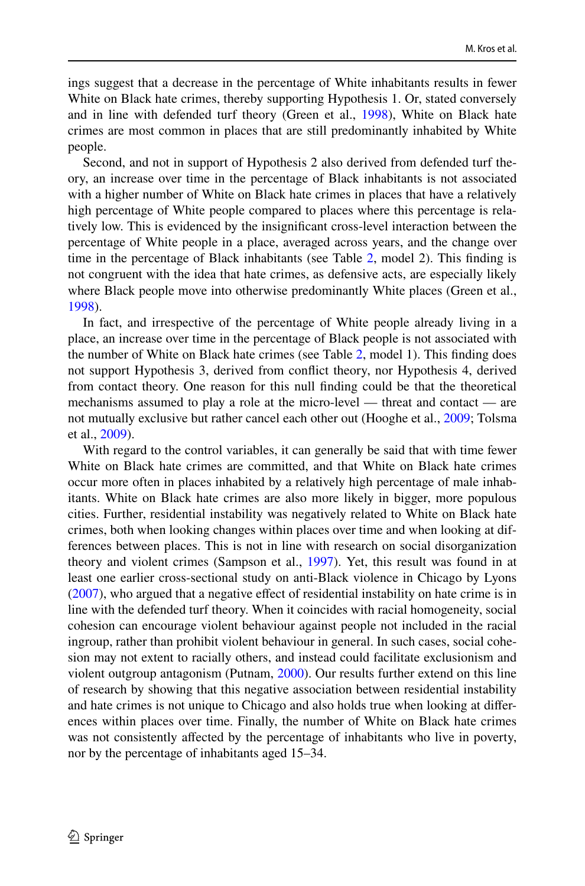ings suggest that a decrease in the percentage of White inhabitants results in fewer White on Black hate crimes, thereby supporting Hypothesis 1. Or, stated conversely and in line with defended turf theory (Green et al., 1998), White on Black hate crimes are most common in places that are still predominantly inhabited by White people.

Second, and not in support of Hypothesis 2 also derived from defended turf theory, an increase over time in the percentage of Black inhabitants is not associated with a higher number of White on Black hate crimes in places that have a relatively high percentage of White people compared to places where this percentage is relatively low. This is evidenced by the insignificant cross-level interaction between the percentage of White people in a place, averaged across years, and the change over time in the percentage of Black inhabitants (see Table 2, model 2). This finding is not congruent with the idea that hate crimes, as defensive acts, are especially likely where Black people move into otherwise predominantly White places (Green et al., 1998).

In fact, and irrespective of the percentage of White people already living in a place, an increase over time in the percentage of Black people is not associated with the number of White on Black hate crimes (see Table 2, model 1). This finding does not support Hypothesis 3, derived from conflict theory, nor Hypothesis 4, derived from contact theory. One reason for this null finding could be that the theoretical mechanisms assumed to play a role at the micro-level — threat and contact — are not mutually exclusive but rather cancel each other out (Hooghe et al., 2009; Tolsma et al., 2009).

With regard to the control variables, it can generally be said that with time fewer White on Black hate crimes are committed, and that White on Black hate crimes occur more often in places inhabited by a relatively high percentage of male inhabitants. White on Black hate crimes are also more likely in bigger, more populous cities. Further, residential instability was negatively related to White on Black hate crimes, both when looking changes within places over time and when looking at differences between places. This is not in line with research on social disorganization theory and violent crimes (Sampson et al., 1997). Yet, this result was found in at least one earlier cross-sectional study on anti-Black violence in Chicago by Lyons (2007), who argued that a negative effect of residential instability on hate crime is in line with the defended turf theory. When it coincides with racial homogeneity, social cohesion can encourage violent behaviour against people not included in the racial ingroup, rather than prohibit violent behaviour in general. In such cases, social cohesion may not extent to racially others, and instead could facilitate exclusionism and violent outgroup antagonism (Putnam, 2000). Our results further extend on this line of research by showing that this negative association between residential instability and hate crimes is not unique to Chicago and also holds true when looking at differences within places over time. Finally, the number of White on Black hate crimes was not consistently affected by the percentage of inhabitants who live in poverty, nor by the percentage of inhabitants aged 15–34.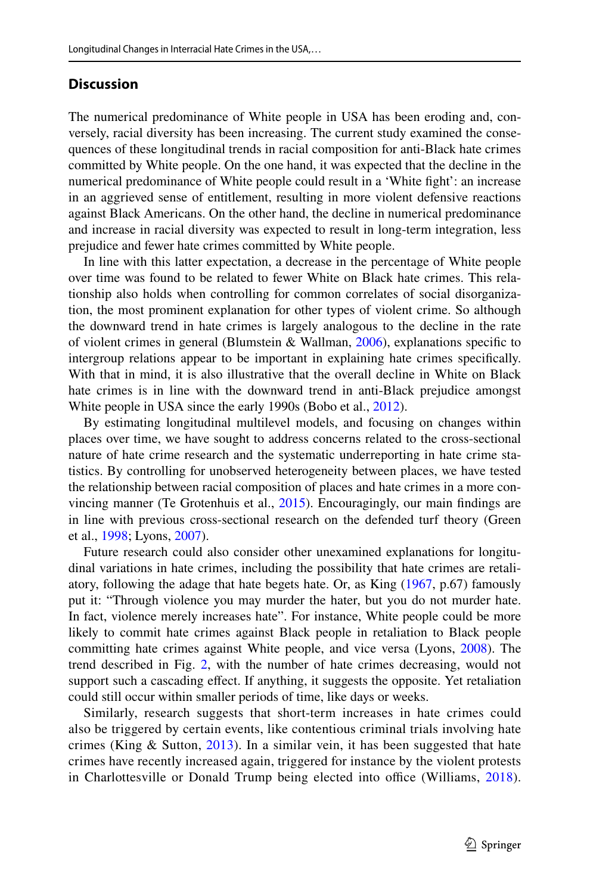## Discussion

The numerical predominance of White people in USA has been eroding and, conversely, racial diversity has been increasing. The current study examined the consequences of these longitudinal trends in racial composition for anti-Black hate crimes committed by White people. On the one hand, it was expected that the decline in the numerical predominance of White people could result in a 'White fight': an increase in an aggrieved sense of entitlement, resulting in more violent defensive reactions against Black Americans. On the other hand, the decline in numerical predominance and increase in racial diversity was expected to result in long-term integration, less prejudice and fewer hate crimes committed by White people.

In line with this latter expectation, a decrease in the percentage of White people over time was found to be related to fewer White on Black hate crimes. This relationship also holds when controlling for common correlates of social disorganization, the most prominent explanation for other types of violent crime. So although the downward trend in hate crimes is largely analogous to the decline in the rate of violent crimes in general (Blumstein & Wallman, 2006), explanations specific to intergroup relations appear to be important in explaining hate crimes specifically. With that in mind, it is also illustrative that the overall decline in White on Black hate crimes is in line with the downward trend in anti-Black prejudice amongst White people in USA since the early 1990s (Bobo et al., 2012).

By estimating longitudinal multilevel models, and focusing on changes within places over time, we have sought to address concerns related to the cross-sectional nature of hate crime research and the systematic underreporting in hate crime statistics. By controlling for unobserved heterogeneity between places, we have tested the relationship between racial composition of places and hate crimes in a more convincing manner (Te Grotenhuis et al., 2015). Encouragingly, our main findings are in line with previous cross-sectional research on the defended turf theory (Green et al., 1998; Lyons, 2007).

Future research could also consider other unexamined explanations for longitudinal variations in hate crimes, including the possibility that hate crimes are retaliatory, following the adage that hate begets hate. Or, as King (1967, p.67) famously put it: "Through violence you may murder the hater, but you do not murder hate. In fact, violence merely increases hate". For instance, White people could be more likely to commit hate crimes against Black people in retaliation to Black people committing hate crimes against White people, and vice versa (Lyons, 2008). The trend described in Fig. 2, with the number of hate crimes decreasing, would not support such a cascading effect. If anything, it suggests the opposite. Yet retaliation could still occur within smaller periods of time, like days or weeks.

Similarly, research suggests that short-term increases in hate crimes could also be triggered by certain events, like contentious criminal trials involving hate crimes (King & Sutton, 2013). In a similar vein, it has been suggested that hate crimes have recently increased again, triggered for instance by the violent protests in Charlottesville or Donald Trump being elected into office (Williams, 2018).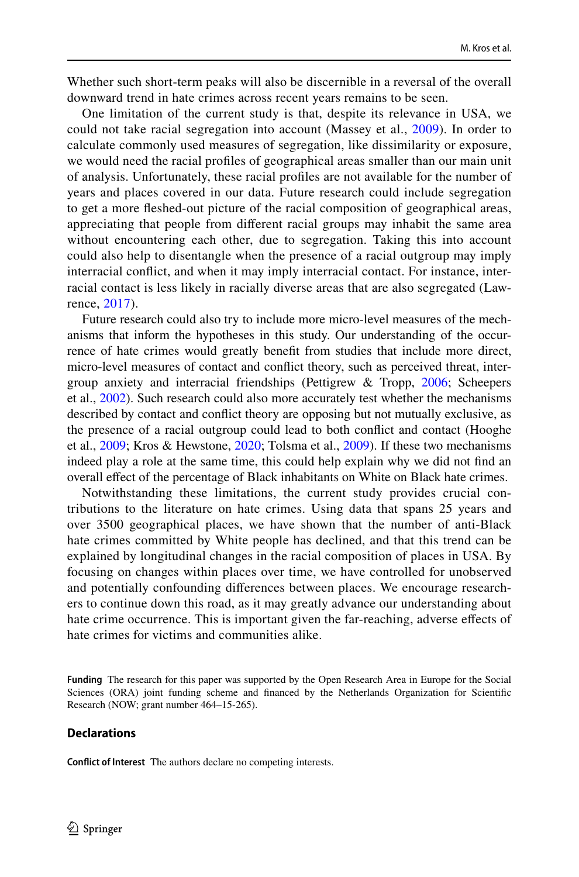Whether such short-term peaks will also be discernible in a reversal of the overall downward trend in hate crimes across recent years remains to be seen.

One limitation of the current study is that, despite its relevance in USA, we could not take racial segregation into account (Massey et al., 2009). In order to calculate commonly used measures of segregation, like dissimilarity or exposure, we would need the racial profiles of geographical areas smaller than our main unit of analysis. Unfortunately, these racial profiles are not available for the number of years and places covered in our data. Future research could include segregation to get a more fleshed-out picture of the racial composition of geographical areas, appreciating that people from different racial groups may inhabit the same area without encountering each other, due to segregation. Taking this into account could also help to disentangle when the presence of a racial outgroup may imply interracial conflict, and when it may imply interracial contact. For instance, interracial contact is less likely in racially diverse areas that are also segregated (Lawrence, 2017).

Future research could also try to include more micro-level measures of the mechanisms that inform the hypotheses in this study. Our understanding of the occurrence of hate crimes would greatly benefit from studies that include more direct, micro-level measures of contact and conflict theory, such as perceived threat, intergroup anxiety and interracial friendships (Pettigrew & Tropp, 2006; Scheepers et al., 2002). Such research could also more accurately test whether the mechanisms described by contact and conflict theory are opposing but not mutually exclusive, as the presence of a racial outgroup could lead to both conflict and contact (Hooghe et al., 2009; Kros & Hewstone, 2020; Tolsma et al., 2009). If these two mechanisms indeed play a role at the same time, this could help explain why we did not find an overall effect of the percentage of Black inhabitants on White on Black hate crimes.

Notwithstanding these limitations, the current study provides crucial contributions to the literature on hate crimes. Using data that spans 25 years and over 3500 geographical places, we have shown that the number of anti-Black hate crimes committed by White people has declined, and that this trend can be explained by longitudinal changes in the racial composition of places in USA. By focusing on changes within places over time, we have controlled for unobserved and potentially confounding differences between places. We encourage researchers to continue down this road, as it may greatly advance our understanding about hate crime occurrence. This is important given the far-reaching, adverse effects of hate crimes for victims and communities alike.

**Funding** The research for this paper was supported by the Open Research Area in Europe for the Social Sciences (ORA) joint funding scheme and financed by the Netherlands Organization for Scientific Research (NOW; grant number 464–15-265).

## Declarations

**Conflict of Interest** The authors declare no competing interests.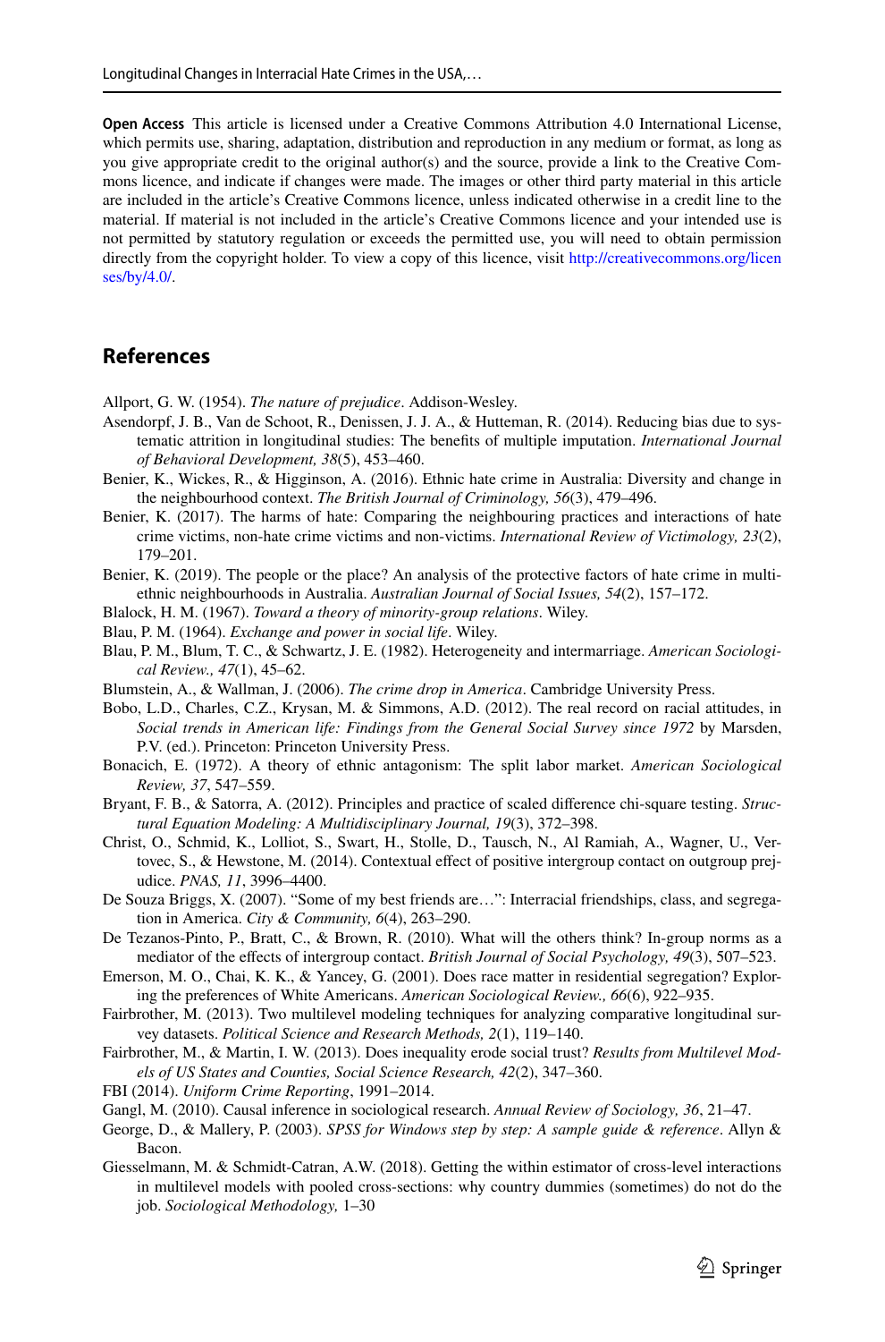**Open Access** This article is licensed under a Creative Commons Attribution 4.0 International License, which permits use, sharing, adaptation, distribution and reproduction in any medium or format, as long as you give appropriate credit to the original author(s) and the source, provide a link to the Creative Commons licence, and indicate if changes were made. The images or other third party material in this article are included in the article's Creative Commons licence, unless indicated otherwise in a credit line to the material. If material is not included in the article's Creative Commons licence and your intended use is not permitted by statutory regulation or exceeds the permitted use, you will need to obtain permission directly from the copyright holder. To view a copy of this licence, visit http://creativecommons.org/licenses/by/4.0/.

## References

Allport, G. W. (1954). *The nature of prejudice*. Addison-Wesley.

Asendorpf, J. B., Van de Schoot, R., Denissen, J. J. A., & Hutteman, R. (2014). Reducing bias due to systematic attrition in longitudinal studies: The benefits of multiple imputation. *International Journal of Behavioral Development, 38*(5), 453–460.

Benier, K., Wickes, R., & Higginson, A. (2016). Ethnic hate crime in Australia: Diversity and change in the neighbourhood context. *The British Journal of Criminology, 56*(3), 479–496.

Benier, K. (2017). The harms of hate: Comparing the neighbouring practices and interactions of hate crime victims, non-hate crime victims and non-victims. *International Review of Victimology, 23*(2), 179–201.

Benier, K. (2019). The people or the place? An analysis of the protective factors of hate crime in multi-ethnic neighbourhoods in Australia. *Australian Journal of Social Issues, 54*(2), 157–172.

Blalock, H. M. (1967). *Toward a theory of minority-group relations*. Wiley.

Blau, P. M. (1964). *Exchange and power in social life*. Wiley.

Blau, P. M., Blum, T. C., & Schwartz, J. E. (1982). Heterogeneity and intermarriage. *American Sociological Review., 47*(1), 45–62.

Blumstein, A., & Wallman, J. (2006). *The crime drop in America*. Cambridge University Press.

Bobo, L.D., Charles, C.Z., Krysan, M. & Simmons, A.D. (2012). The real record on racial attitudes, in *Social trends in American life: Findings from the General Social Survey since 1972* by Marsden, P.V. (ed.). Princeton: Princeton University Press.

Bonacich, E. (1972). A theory of ethnic antagonism: The split labor market. *American Sociological Review, 37*, 547–559.

Bryant, F. B., & Satorra, A. (2012). Principles and practice of scaled difference chi-square testing. *Structural Equation Modeling: A Multidisciplinary Journal, 19*(3), 372–398.

Christ, O., Schmid, K., Lolliot, S., Swart, H., Stolle, D., Tausch, N., Al Ramiah, A., Wagner, U., Vertovec, S., & Hewstone, M. (2014). Contextual effect of positive intergroup contact on outgroup prejudice. *PNAS, 11*, 3996–4400.

De Souza Briggs, X. (2007). "Some of my best friends are…": Interracial friendships, class, and segregation in America. *City & Community, 6*(4), 263–290.

De Tezanos-Pinto, P., Bratt, C., & Brown, R. (2010). What will the others think? In-group norms as a mediator of the effects of intergroup contact. *British Journal of Social Psychology, 49*(3), 507–523.

Emerson, M. O., Chai, K. K., & Yancey, G. (2001). Does race matter in residential segregation? Exploring the preferences of White Americans. *American Sociological Review., 66*(6), 922–935.

Fairbrother, M. (2013). Two multilevel modeling techniques for analyzing comparative longitudinal survey datasets. *Political Science and Research Methods, 2*(1), 119–140.

Fairbrother, M., & Martin, I. W. (2013). Does inequality erode social trust? *Results from Multilevel Models of US States and Counties, Social Science Research, 42*(2), 347–360.

FBI (2014). *Uniform Crime Reporting*, 1991–2014.

Gangl, M. (2010). Causal inference in sociological research. *Annual Review of Sociology, 36*, 21–47.

George, D., & Mallery, P. (2003). *SPSS for Windows step by step: A sample guide & reference*. Allyn & Bacon.

Giesselmann, M. & Schmidt-Catran, A.W. (2018). Getting the within estimator of cross-level interactions in multilevel models with pooled cross-sections: why country dummies (sometimes) do not do the job. *Sociological Methodology,* 1–30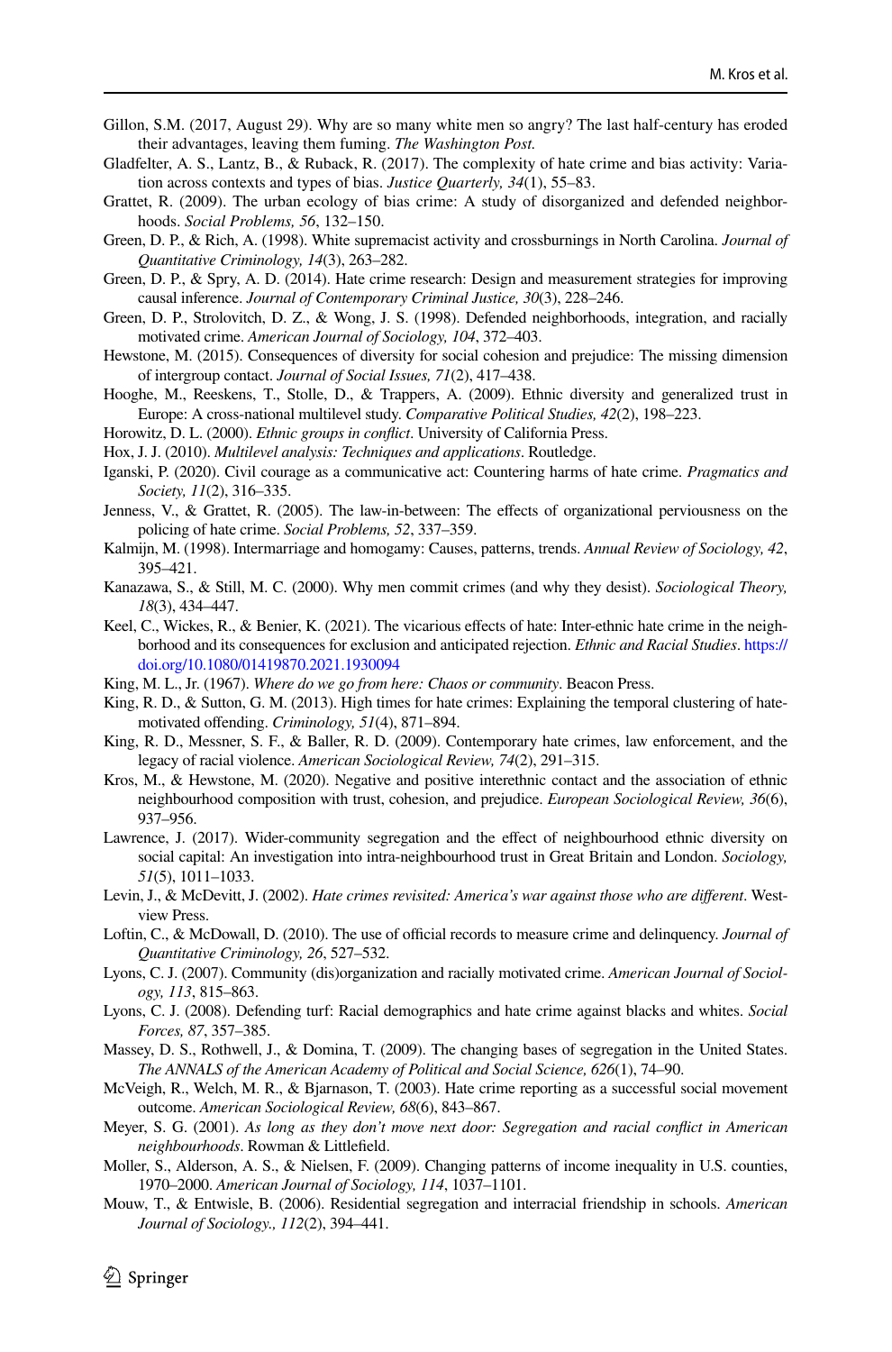Gillon, S.M. (2017, August 29). Why are so many white men so angry? The last half-century has eroded their advantages, leaving them fuming. *The Washington Post.*

Gladfelter, A. S., Lantz, B., & Ruback, R. (2017). The complexity of hate crime and bias activity: Variation across contexts and types of bias. *Justice Quarterly, 34*(1), 55–83.

Grattet, R. (2009). The urban ecology of bias crime: A study of disorganized and defended neighborhoods. *Social Problems, 56*, 132–150.

Green, D. P., & Rich, A. (1998). White supremacist activity and crossburnings in North Carolina. *Journal of Quantitative Criminology, 14*(3), 263–282.

Green, D. P., & Spry, A. D. (2014). Hate crime research: Design and measurement strategies for improving causal inference. *Journal of Contemporary Criminal Justice, 30*(3), 228–246.

Green, D. P., Strolovitch, D. Z., & Wong, J. S. (1998). Defended neighborhoods, integration, and racially motivated crime. *American Journal of Sociology, 104*, 372–403.

Hewstone, M. (2015). Consequences of diversity for social cohesion and prejudice: The missing dimension of intergroup contact. *Journal of Social Issues, 71*(2), 417–438.

Hooghe, M., Reeskens, T., Stolle, D., & Trappers, A. (2009). Ethnic diversity and generalized trust in Europe: A cross-national multilevel study. *Comparative Political Studies, 42*(2), 198–223.

Horowitz, D. L. (2000). *Ethnic groups in conflict*. University of California Press.

Hox, J. J. (2010). *Multilevel analysis: Techniques and applications*. Routledge.

Iganski, P. (2020). Civil courage as a communicative act: Countering harms of hate crime. *Pragmatics and Society, 11*(2), 316–335.

Jenness, V., & Grattet, R. (2005). The law-in-between: The effects of organizational perviousness on the policing of hate crime. *Social Problems, 52*, 337–359.

Kalmijn, M. (1998). Intermarriage and homogamy: Causes, patterns, trends. *Annual Review of Sociology, 42*, 395–421.

Kanazawa, S., & Still, M. C. (2000). Why men commit crimes (and why they desist). *Sociological Theory, 18*(3), 434–447.

Keel, C., Wickes, R., & Benier, K. (2021). The vicarious effects of hate: Inter-ethnic hate crime in the neighborhood and its consequences for exclusion and anticipated rejection. *Ethnic and Racial Studies*. https://doi.org/10.1080/01419870.2021.1930094

King, M. L., Jr. (1967). *Where do we go from here: Chaos or community*. Beacon Press.

King, R. D., & Sutton, G. M. (2013). High times for hate crimes: Explaining the temporal clustering of hate-motivated offending. *Criminology, 51*(4), 871–894.

King, R. D., Messner, S. F., & Baller, R. D. (2009). Contemporary hate crimes, law enforcement, and the legacy of racial violence. *American Sociological Review, 74*(2), 291–315.

Kros, M., & Hewstone, M. (2020). Negative and positive interethnic contact and the association of ethnic neighbourhood composition with trust, cohesion, and prejudice. *European Sociological Review, 36*(6), 937–956.

Lawrence, J. (2017). Wider-community segregation and the effect of neighbourhood ethnic diversity on social capital: An investigation into intra-neighbourhood trust in Great Britain and London. *Sociology, 51*(5), 1011–1033.

Levin, J., & McDevitt, J. (2002). *Hate crimes revisited: America's war against those who are different*. Westview Press.

Loftin, C., & McDowall, D. (2010). The use of official records to measure crime and delinquency. *Journal of Quantitative Criminology, 26*, 527–532.

Lyons, C. J. (2007). Community (dis)organization and racially motivated crime. *American Journal of Sociology, 113*, 815–863.

Lyons, C. J. (2008). Defending turf: Racial demographics and hate crime against blacks and whites. *Social Forces, 87*, 357–385.

Massey, D. S., Rothwell, J., & Domina, T. (2009). The changing bases of segregation in the United States. *The ANNALS of the American Academy of Political and Social Science, 626*(1), 74–90.

McVeigh, R., Welch, M. R., & Bjarnason, T. (2003). Hate crime reporting as a successful social movement outcome. *American Sociological Review, 68*(6), 843–867.

Meyer, S. G. (2001). *As long as they don't move next door: Segregation and racial conflict in American neighbourhoods*. Rowman & Littlefield.

Moller, S., Alderson, A. S., & Nielsen, F. (2009). Changing patterns of income inequality in U.S. counties, 1970–2000. *American Journal of Sociology, 114*, 1037–1101.

Mouw, T., & Entwisle, B. (2006). Residential segregation and interracial friendship in schools. *American Journal of Sociology., 112*(2), 394–441.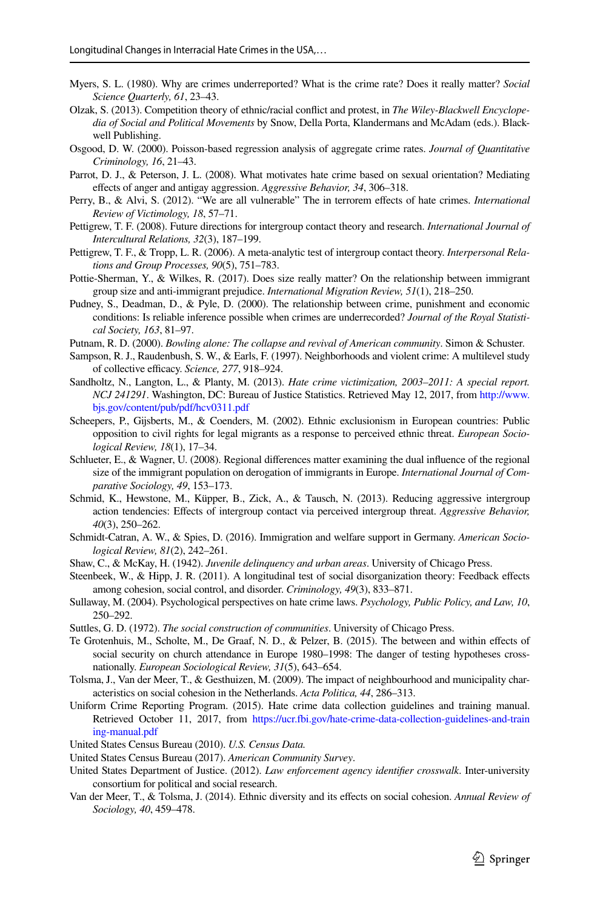Myers, S. L. (1980). Why are crimes underreported? What is the crime rate? Does it really matter? *Social Science Quarterly, 61*, 23–43.

Olzak, S. (2013). Competition theory of ethnic/racial conflict and protest, in *The Wiley-Blackwell Encyclopedia of Social and Political Movements* by Snow, Della Porta, Klandermans and McAdam (eds.). Blackwell Publishing.

Osgood, D. W. (2000). Poisson-based regression analysis of aggregate crime rates. *Journal of Quantitative Criminology, 16*, 21–43.

Parrot, D. J., & Peterson, J. L. (2008). What motivates hate crime based on sexual orientation? Mediating effects of anger and antigay aggression. *Aggressive Behavior, 34*, 306–318.

Perry, B., & Alvi, S. (2012). "We are all vulnerable" The in terrorem effects of hate crimes. *International Review of Victimology, 18*, 57–71.

Pettigrew, T. F. (2008). Future directions for intergroup contact theory and research. *International Journal of Intercultural Relations, 32*(3), 187–199.

Pettigrew, T. F., & Tropp, L. R. (2006). A meta-analytic test of intergroup contact theory. *Interpersonal Relations and Group Processes, 90*(5), 751–783.

Pottie-Sherman, Y., & Wilkes, R. (2017). Does size really matter? On the relationship between immigrant group size and anti-immigrant prejudice. *International Migration Review, 51*(1), 218–250.

Pudney, S., Deadman, D., & Pyle, D. (2000). The relationship between crime, punishment and economic conditions: Is reliable inference possible when crimes are underrecorded? *Journal of the Royal Statistical Society, 163*, 81–97.

Putnam, R. D. (2000). *Bowling alone: The collapse and revival of American community*. Simon & Schuster.

Sampson, R. J., Raudenbush, S. W., & Earls, F. (1997). Neighborhoods and violent crime: A multilevel study of collective efficacy. *Science, 277*, 918–924.

Sandholtz, N., Langton, L., & Planty, M. (2013). *Hate crime victimization, 2003–2011: A special report. NCJ 241291*. Washington, DC: Bureau of Justice Statistics. Retrieved May 12, 2017, from http://www.bjs.gov/content/pub/pdf/hcv0311.pdf

Scheepers, P., Gijsberts, M., & Coenders, M. (2002). Ethnic exclusionism in European countries: Public opposition to civil rights for legal migrants as a response to perceived ethnic threat. *European Sociological Review, 18*(1), 17–34.

Schlueter, E., & Wagner, U. (2008). Regional differences matter examining the dual influence of the regional size of the immigrant population on derogation of immigrants in Europe. *International Journal of Comparative Sociology, 49*, 153–173.

Schmid, K., Hewstone, M., Küpper, B., Zick, A., & Tausch, N. (2013). Reducing aggressive intergroup action tendencies: Effects of intergroup contact via perceived intergroup threat. *Aggressive Behavior, 40*(3), 250–262.

Schmidt-Catran, A. W., & Spies, D. (2016). Immigration and welfare support in Germany. *American Sociological Review, 81*(2), 242–261.

Shaw, C., & McKay, H. (1942). *Juvenile delinquency and urban areas*. University of Chicago Press.

Steenbeek, W., & Hipp, J. R. (2011). A longitudinal test of social disorganization theory: Feedback effects among cohesion, social control, and disorder. *Criminology, 49*(3), 833–871.

Sullaway, M. (2004). Psychological perspectives on hate crime laws. *Psychology, Public Policy, and Law, 10*, 250–292.

Suttles, G. D. (1972). *The social construction of communities*. University of Chicago Press.

Te Grotenhuis, M., Scholte, M., De Graaf, N. D., & Pelzer, B. (2015). The between and within effects of social security on church attendance in Europe 1980–1998: The danger of testing hypotheses cross-nationally. *European Sociological Review, 31*(5), 643–654.

Tolsma, J., Van der Meer, T., & Gesthuizen, M. (2009). The impact of neighbourhood and municipality characteristics on social cohesion in the Netherlands. *Acta Politica, 44*, 286–313.

Uniform Crime Reporting Program. (2015). Hate crime data collection guidelines and training manual. Retrieved October 11, 2017, from https://ucr.fbi.gov/hate-crime-data-collection-guidelines-and-training-manual.pdf

United States Census Bureau (2010). *U.S. Census Data.*

United States Census Bureau (2017). *American Community Survey*.

United States Department of Justice. (2012). *Law enforcement agency identifier crosswalk*. Inter-university consortium for political and social research.

Van der Meer, T., & Tolsma, J. (2014). Ethnic diversity and its effects on social cohesion. *Annual Review of Sociology, 40*, 459–478.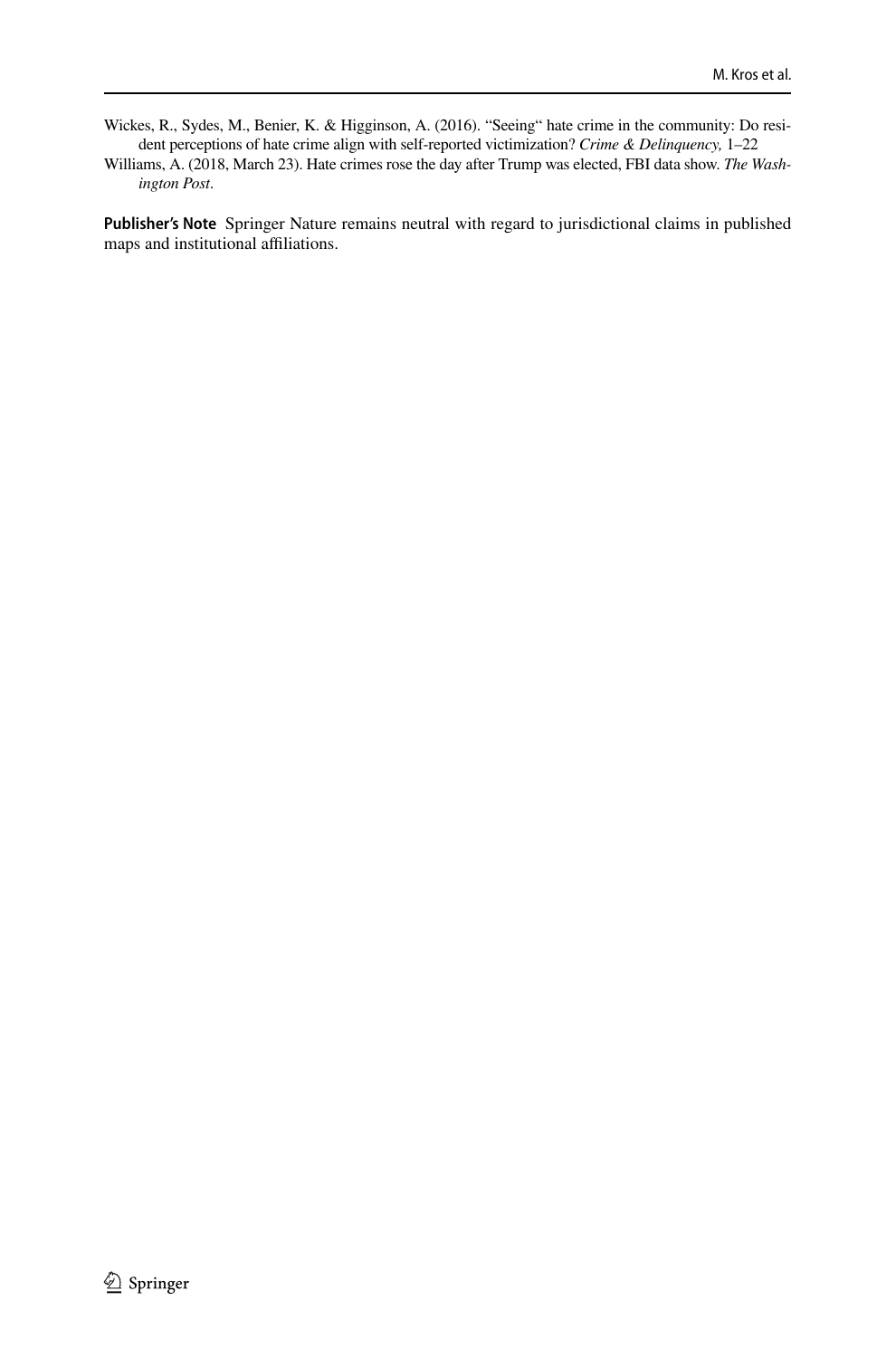Wickes, R., Sydes, M., Benier, K. & Higginson, A. (2016). "Seeing" hate crime in the community: Do resident perceptions of hate crime align with self-reported victimization? *Crime & Delinquency,* 1–22

Williams, A. (2018, March 23). Hate crimes rose the day after Trump was elected, FBI data show. *The Washington Post*.

**Publisher's Note** Springer Nature remains neutral with regard to jurisdictional claims in published maps and institutional affiliations.